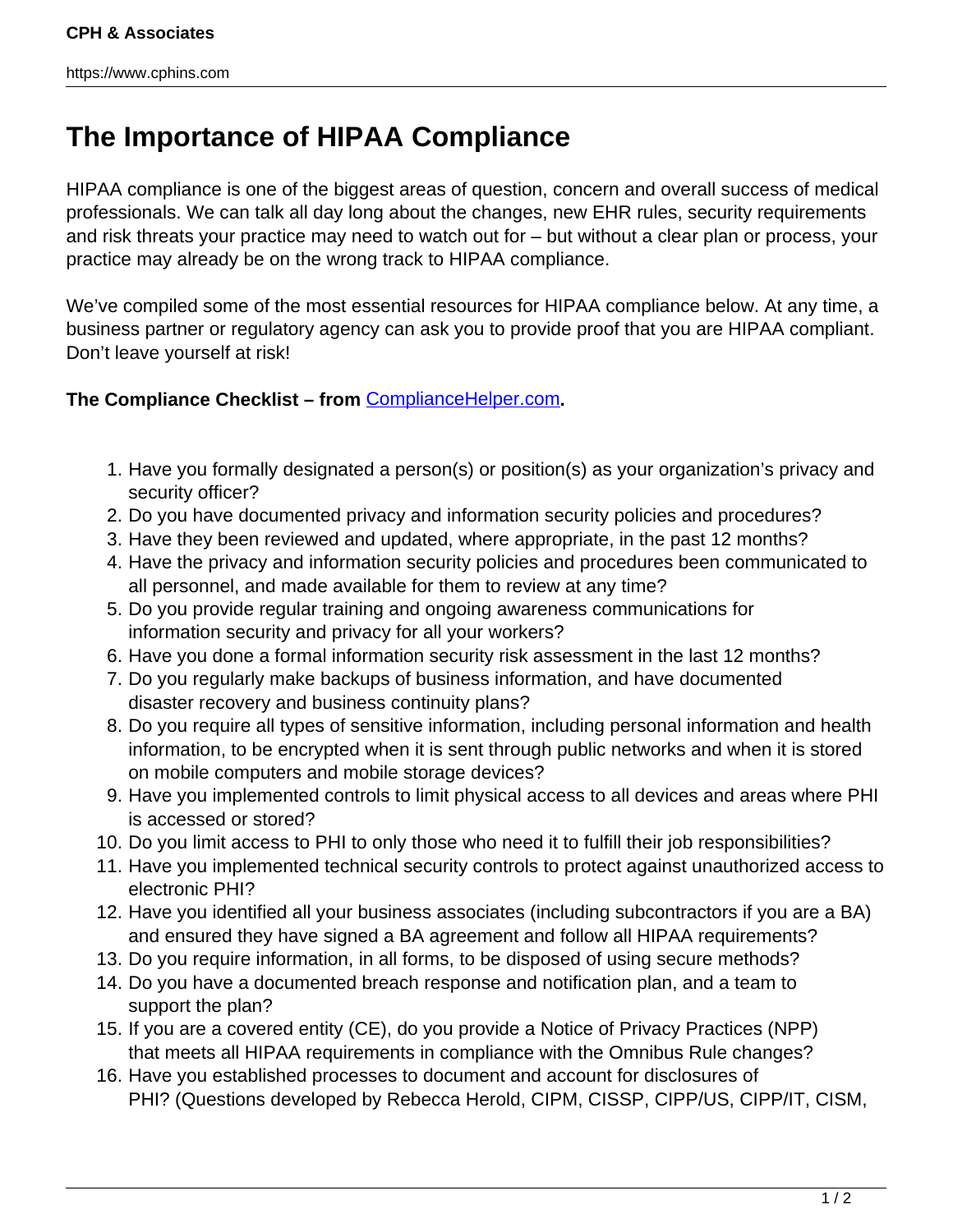# The Importance of HIPAA Compliance

HIPAA compliance is one of the biggest areas of question, concern and overall success of medical professionals. We can talk all day long about the changes, new EHR rules, security requirements and risk threats your practice may need to watch out for – but without a clear plan or process, your practice may already be on the wrong track to HIPAA compliance.

We've compiled some of the most essential resources for HIPAA compliance below. At any time, a business partner or regulatory agency can ask you to provide proof that you are HIPAA compliant. Don't leave yourself at risk!

**The Compliance Checklist – from [ComplianceHelper.com](ComplianceHelper.com).**

1. Have you formally designated a person(s) or position(s) as your organization's privacy and security officer?
2. Do you have documented privacy and information security policies and procedures?
3. Have they been reviewed and updated, where appropriate, in the past 12 months?
4. Have the privacy and information security policies and procedures been communicated to all personnel, and made available for them to review at any time?
5. Do you provide regular training and ongoing awareness communications for information security and privacy for all your workers?
6. Have you done a formal information security risk assessment in the last 12 months?
7. Do you regularly make backups of business information, and have documented disaster recovery and business continuity plans?
8. Do you require all types of sensitive information, including personal information and health information, to be encrypted when it is sent through public networks and when it is stored on mobile computers and mobile storage devices?
9. Have you implemented controls to limit physical access to all devices and areas where PHI is accessed or stored?
10. Do you limit access to PHI to only those who need it to fulfill their job responsibilities?
11. Have you implemented technical security controls to protect against unauthorized access to electronic PHI?
12. Have you identified all your business associates (including subcontractors if you are a BA) and ensured they have signed a BA agreement and follow all HIPAA requirements?
13. Do you require information, in all forms, to be disposed of using secure methods?
14. Do you have a documented breach response and notification plan, and a team to support the plan?
15. If you are a covered entity (CE), do you provide a Notice of Privacy Practices (NPP) that meets all HIPAA requirements in compliance with the Omnibus Rule changes?
16. Have you established processes to document and account for disclosures of PHI? (Questions developed by Rebecca Herold, CIPM, CISSP, CIPP/US, CIPP/IT, CISM,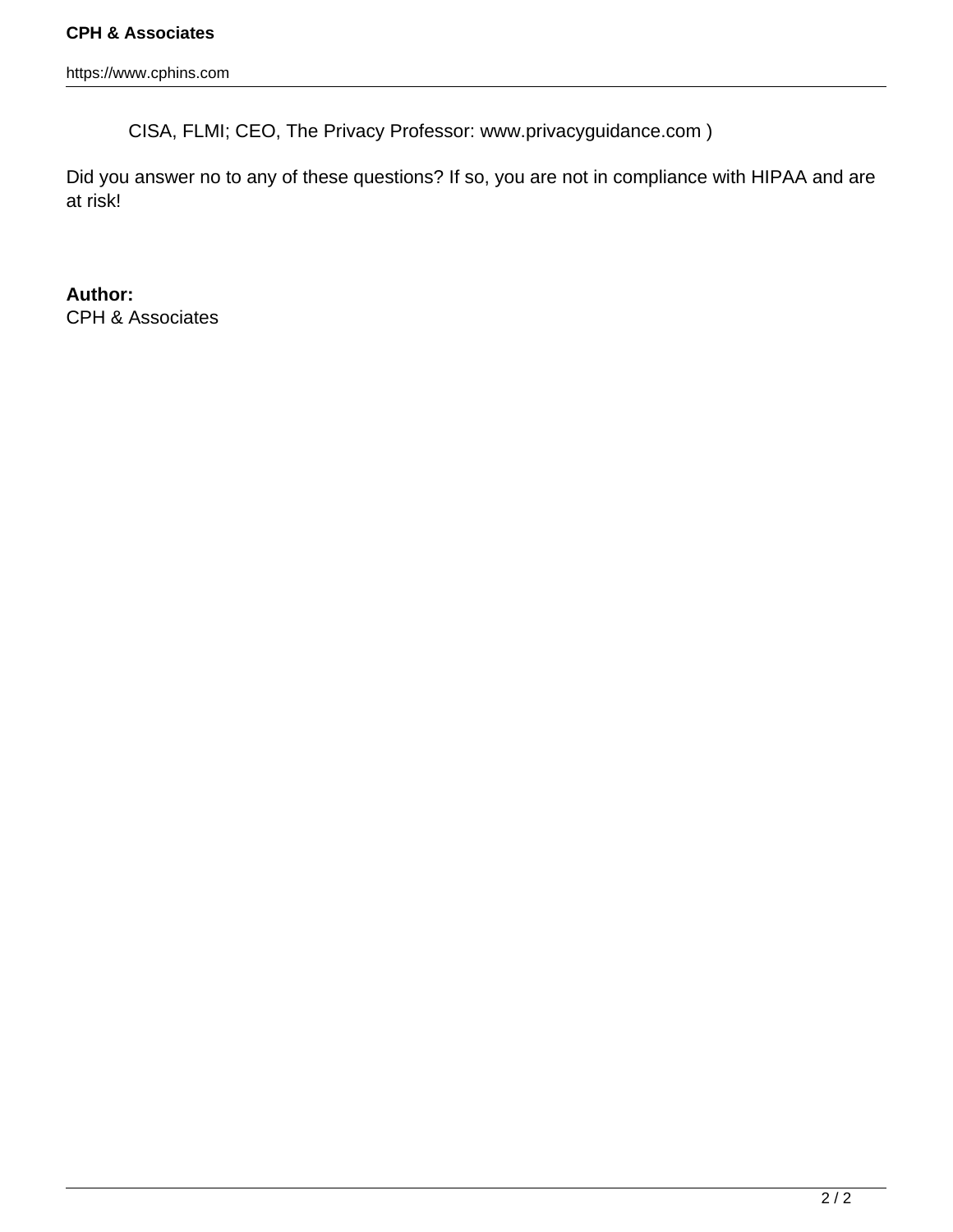CISA, FLMI; CEO, The Privacy Professor: www.privacyguidance.com )

Did you answer no to any of these questions? If so, you are not in compliance with HIPAA and are at risk!

**Author:**
CPH & Associates